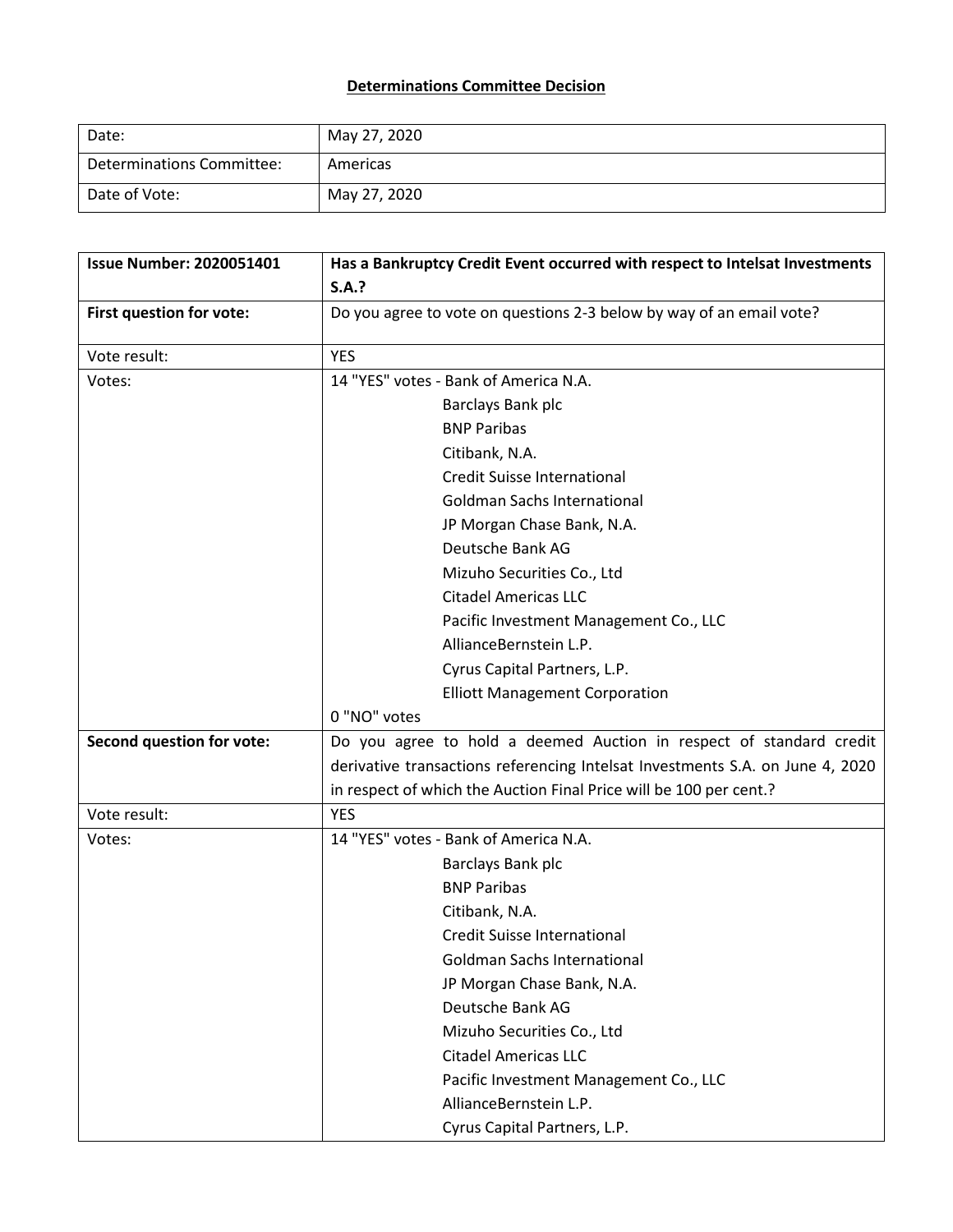**Determinations Committee Decision**

| Date: | May 27, 2020 |
| --- | --- |
| Determinations Committee: | Americas |
| Date of Vote: | May 27, 2020 |

| **Issue Number: 2020051401** | **Has a Bankruptcy Credit Event occurred with respect to Intelsat Investments S.A.?** |
| --- | --- |
| **First question for vote:** | Do you agree to vote on questions 2-3 below by way of an email vote? |
| Vote result: | YES |
| Votes: | 14 "YES" votes - Bank of America N.A.<br>Barclays Bank plc<br>BNP Paribas<br>Citibank, N.A.<br>Credit Suisse International<br>Goldman Sachs International<br>JP Morgan Chase Bank, N.A.<br>Deutsche Bank AG<br>Mizuho Securities Co., Ltd<br>Citadel Americas LLC<br>Pacific Investment Management Co., LLC<br>AllianceBernstein L.P.<br>Cyrus Capital Partners, L.P.<br>Elliott Management Corporation<br>0 "NO" votes |
| **Second question for vote:** | Do you agree to hold a deemed Auction in respect of standard credit derivative transactions referencing Intelsat Investments S.A. on June 4, 2020 in respect of which the Auction Final Price will be 100 per cent.? |
| Vote result: | YES |
| Votes: | 14 "YES" votes - Bank of America N.A.<br>Barclays Bank plc<br>BNP Paribas<br>Citibank, N.A.<br>Credit Suisse International<br>Goldman Sachs International<br>JP Morgan Chase Bank, N.A.<br>Deutsche Bank AG<br>Mizuho Securities Co., Ltd<br>Citadel Americas LLC<br>Pacific Investment Management Co., LLC<br>AllianceBernstein L.P.<br>Cyrus Capital Partners, L.P. |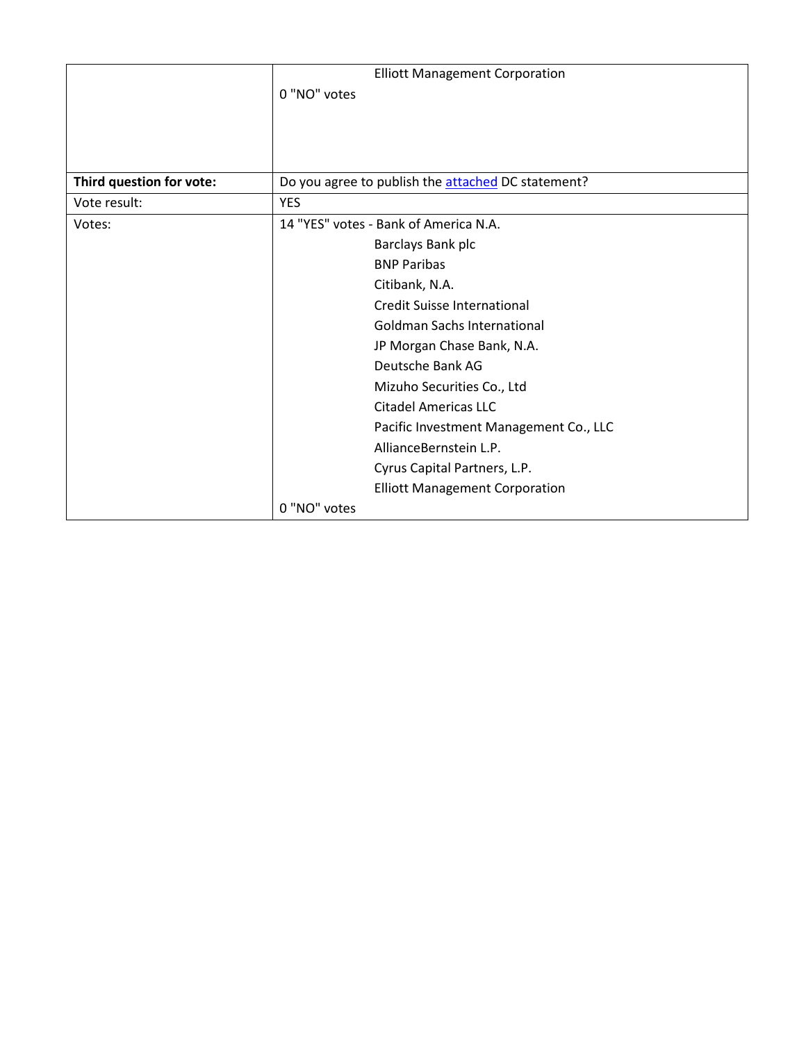| | |
|---|---|
| | Elliott Management Corporation<br>0 "NO" votes |
| **Third question for vote:** | Do you agree to publish the attached DC statement? |
| Vote result: | YES |
| Votes: | 14 "YES" votes - Bank of America N.A.<br>Barclays Bank plc<br>BNP Paribas<br>Citibank, N.A.<br>Credit Suisse International<br>Goldman Sachs International<br>JP Morgan Chase Bank, N.A.<br>Deutsche Bank AG<br>Mizuho Securities Co., Ltd<br>Citadel Americas LLC<br>Pacific Investment Management Co., LLC<br>AllianceBernstein L.P.<br>Cyrus Capital Partners, L.P.<br>Elliott Management Corporation<br>0 "NO" votes |